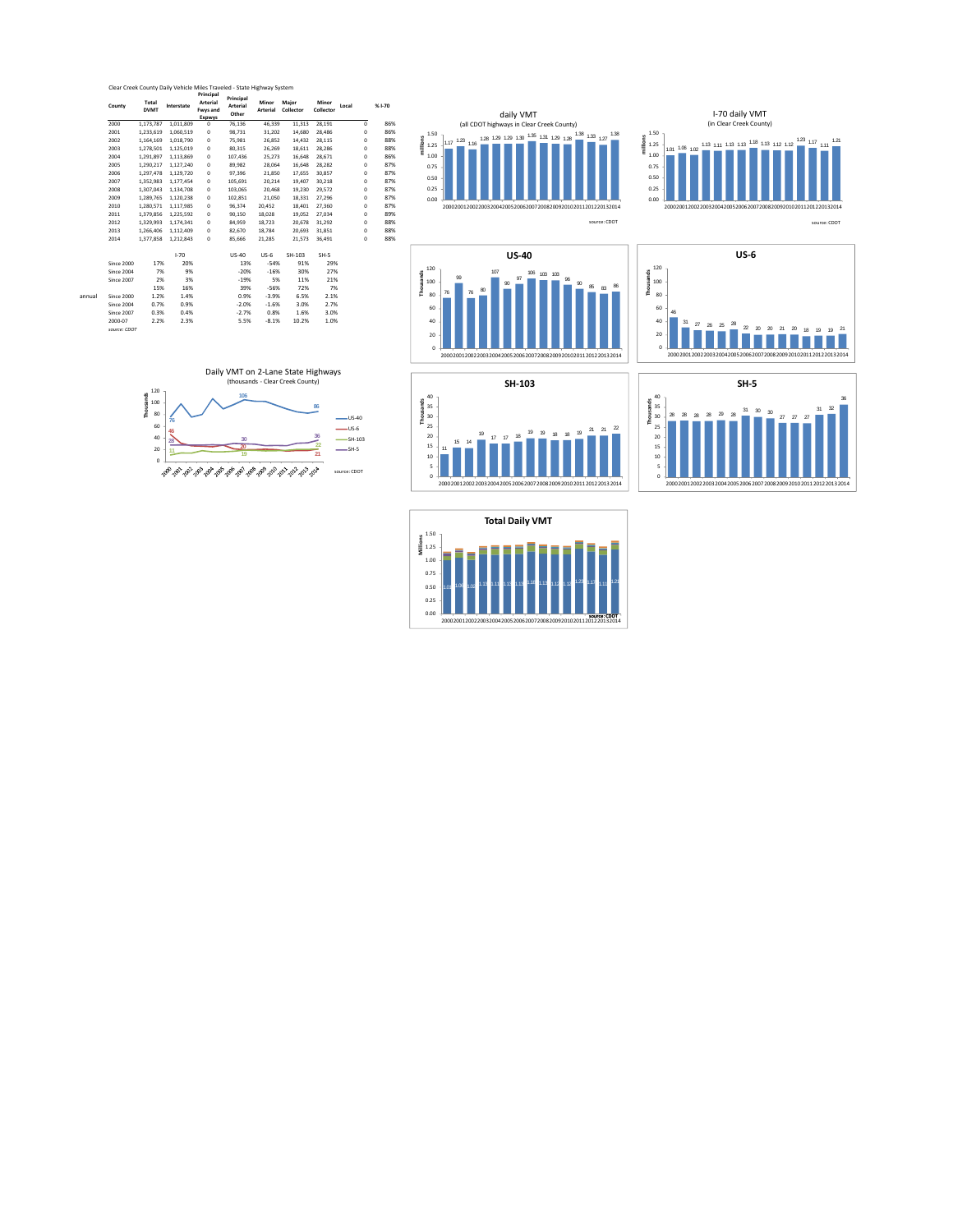Clear Creek County Daily Vehicle Miles Traveled - State Highway System

| County | Total DVMT | Interstate | Principal Arterial Fwys and Expwys | Principal Arterial Other | Minor Arterial | Major Collector | Minor Collector | Local | % I-70 |
|---|---|---|---|---|---|---|---|---|---|
| 2000 | 1,173,787 | 1,011,809 | 0 | 76,136 | 46,339 | 11,313 | 28,191 | 0 | 86% |
| 2001 | 1,233,619 | 1,060,519 | 0 | 98,731 | 31,202 | 14,680 | 28,486 | 0 | 86% |
| 2002 | 1,164,169 | 1,018,790 | 0 | 75,981 | 26,852 | 14,432 | 28,115 | 0 | 88% |
| 2003 | 1,278,501 | 1,125,019 | 0 | 80,315 | 26,269 | 18,611 | 28,286 | 0 | 88% |
| 2004 | 1,291,897 | 1,113,869 | 0 | 107,436 | 25,273 | 16,648 | 28,671 | 0 | 86% |
| 2005 | 1,290,217 | 1,127,240 | 0 | 89,982 | 28,064 | 16,648 | 28,282 | 0 | 87% |
| 2006 | 1,297,478 | 1,129,720 | 0 | 97,396 | 21,850 | 17,655 | 30,857 | 0 | 87% |
| 2007 | 1,352,983 | 1,177,454 | 0 | 105,691 | 20,214 | 19,407 | 30,218 | 0 | 87% |
| 2008 | 1,307,043 | 1,134,708 | 0 | 103,065 | 20,468 | 19,230 | 29,572 | 0 | 87% |
| 2009 | 1,289,765 | 1,120,238 | 0 | 102,851 | 21,050 | 18,331 | 27,296 | 0 | 87% |
| 2010 | 1,280,571 | 1,117,985 | 0 | 96,374 | 20,452 | 18,401 | 27,360 | 0 | 87% |
| 2011 | 1,379,856 | 1,225,592 | 0 | 90,150 | 18,028 | 19,052 | 27,034 | 0 | 89% |
| 2012 | 1,329,993 | 1,174,341 | 0 | 84,959 | 18,723 | 20,678 | 31,292 | 0 | 88% |
| 2013 | 1,266,406 | 1,112,409 | 0 | 82,670 | 18,784 | 20,693 | 31,851 | 0 | 88% |
| 2014 | 1,377,858 | 1,212,843 | 0 | 85,666 | 21,285 | 21,573 | 36,491 | 0 | 88% |

| | | Total | I-70 | US-40 | US-6 | SH-103 | SH-5 |
|---|---|---|---|---|---|---|---|
| | Since 2000 | 17% | 20% | 13% | -54% | 91% | 29% |
| | Since 2004 | 7% | 9% | -20% | -16% | 30% | 27% |
| | Since 2007 | 2% | 3% | -19% | 5% | 11% | 21% |
| | | 15% | 16% | 39% | -56% | 72% | 7% |
| annual | Since 2000 | 1.2% | 1.4% | 0.9% | -3.9% | 6.5% | 2.1% |
| | Since 2004 | 0.7% | 0.9% | -2.0% | -1.6% | 3.0% | 2.7% |
| | Since 2007 | 0.3% | 0.4% | -2.7% | 0.8% | 1.6% | 3.0% |
| | 2000-07 | 2.2% | 2.3% | 5.5% | -8.1% | 10.2% | 1.0% |

*source: CDOT*

**Daily VMT on 2-Lane State Highways** (thousands - Clear Creek County)

source: CDOT

**daily VMT** (all CDOT highways in Clear Creek County)

source: CDOT

**I-70 daily VMT** (in Clear Creek County)

source: CDOT

**US-40**

**US-6**

**SH-103**

**SH-5**

**Total Daily VMT**

source: CDOT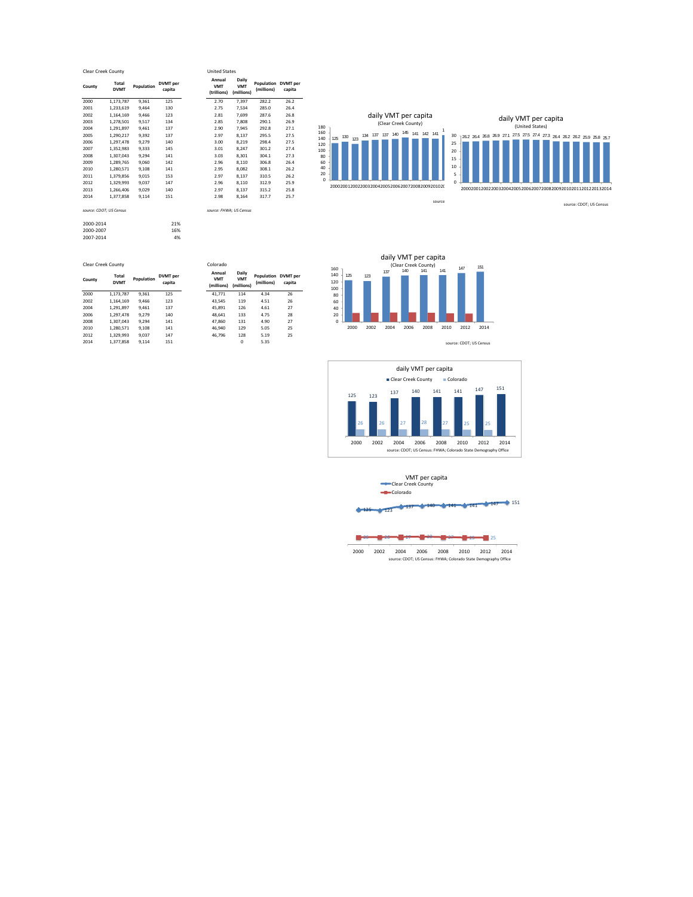Clear Creek County

| County | Total DVMT | Population | DVMT per capita |
|---|---|---|---|
| 2000 | 1,173,787 | 9,361 | 125 |
| 2001 | 1,233,619 | 9,464 | 130 |
| 2002 | 1,164,169 | 9,466 | 123 |
| 2003 | 1,278,501 | 9,517 | 134 |
| 2004 | 1,291,897 | 9,461 | 137 |
| 2005 | 1,290,217 | 9,392 | 137 |
| 2006 | 1,297,478 | 9,279 | 140 |
| 2007 | 1,352,983 | 9,333 | 145 |
| 2008 | 1,307,043 | 9,294 | 141 |
| 2009 | 1,289,765 | 9,060 | 142 |
| 2010 | 1,280,571 | 9,108 | 141 |
| 2011 | 1,379,856 | 9,015 | 153 |
| 2012 | 1,329,993 | 9,037 | 147 |
| 2013 | 1,266,406 | 9,029 | 140 |
| 2014 | 1,377,858 | 9,114 | 151 |

*source: CDOT; US Census*

| | |
|---|---|
| 2000-2014 | 21% |
| 2000-2007 | 16% |
| 2007-2014 | 4% |

United States

| Annual VMT (trillions) | Daily VMT (millions) | Population (millions) | DVMT per capita |
|---|---|---|---|
| 2.70 | 7,397 | 282.2 | 26.2 |
| 2.75 | 7,534 | 285.0 | 26.4 |
| 2.81 | 7,699 | 287.6 | 26.8 |
| 2.85 | 7,808 | 290.1 | 26.9 |
| 2.90 | 7,945 | 292.8 | 27.1 |
| 2.97 | 8,137 | 295.5 | 27.5 |
| 3.00 | 8,219 | 298.4 | 27.5 |
| 3.01 | 8,247 | 301.2 | 27.4 |
| 3.03 | 8,301 | 304.1 | 27.3 |
| 2.96 | 8,110 | 306.8 | 26.4 |
| 2.95 | 8,082 | 308.1 | 26.2 |
| 2.97 | 8,137 | 310.5 | 26.2 |
| 2.96 | 8,110 | 312.9 | 25.9 |
| 2.97 | 8,137 | 315.2 | 25.8 |
| 2.98 | 8,164 | 317.7 | 25.7 |

*source: FHWA; US Census*

daily VMT per capita (Clear Creek County)

source

daily VMT per capita (United States)

source: CDOT; US Census

Clear Creek County

| County | Total DVMT | Population | DVMT per capita |
|---|---|---|---|
| 2000 | 1,173,787 | 9,361 | 125 |
| 2002 | 1,164,169 | 9,466 | 123 |
| 2004 | 1,291,897 | 9,461 | 137 |
| 2006 | 1,297,478 | 9,279 | 140 |
| 2008 | 1,307,043 | 9,294 | 141 |
| 2010 | 1,280,571 | 9,108 | 141 |
| 2012 | 1,329,993 | 9,037 | 147 |
| 2014 | 1,377,858 | 9,114 | 151 |

Colorado

| Annual VMT (millions) | Daily VMT (millions) | Population (millions) | DVMT per capita |
|---|---|---|---|
| 41,771 | 114 | 4.34 | 26 |
| 43,545 | 119 | 4.51 | 26 |
| 45,891 | 126 | 4.61 | 27 |
| 48,641 | 133 | 4.75 | 28 |
| 47,860 | 131 | 4.90 | 27 |
| 46,940 | 129 | 5.05 | 25 |
| 46,796 | 128 | 5.19 | 25 |
| | 0 | 5.35 | |

daily VMT per capita (Clear Creek County)

source: CDOT; US Census

daily VMT per capita

source: CDOT; US Census: FHWA; Colorado State Demography Office

VMT per capita

source: CDOT; US Census: FHWA; Colorado State Demography Office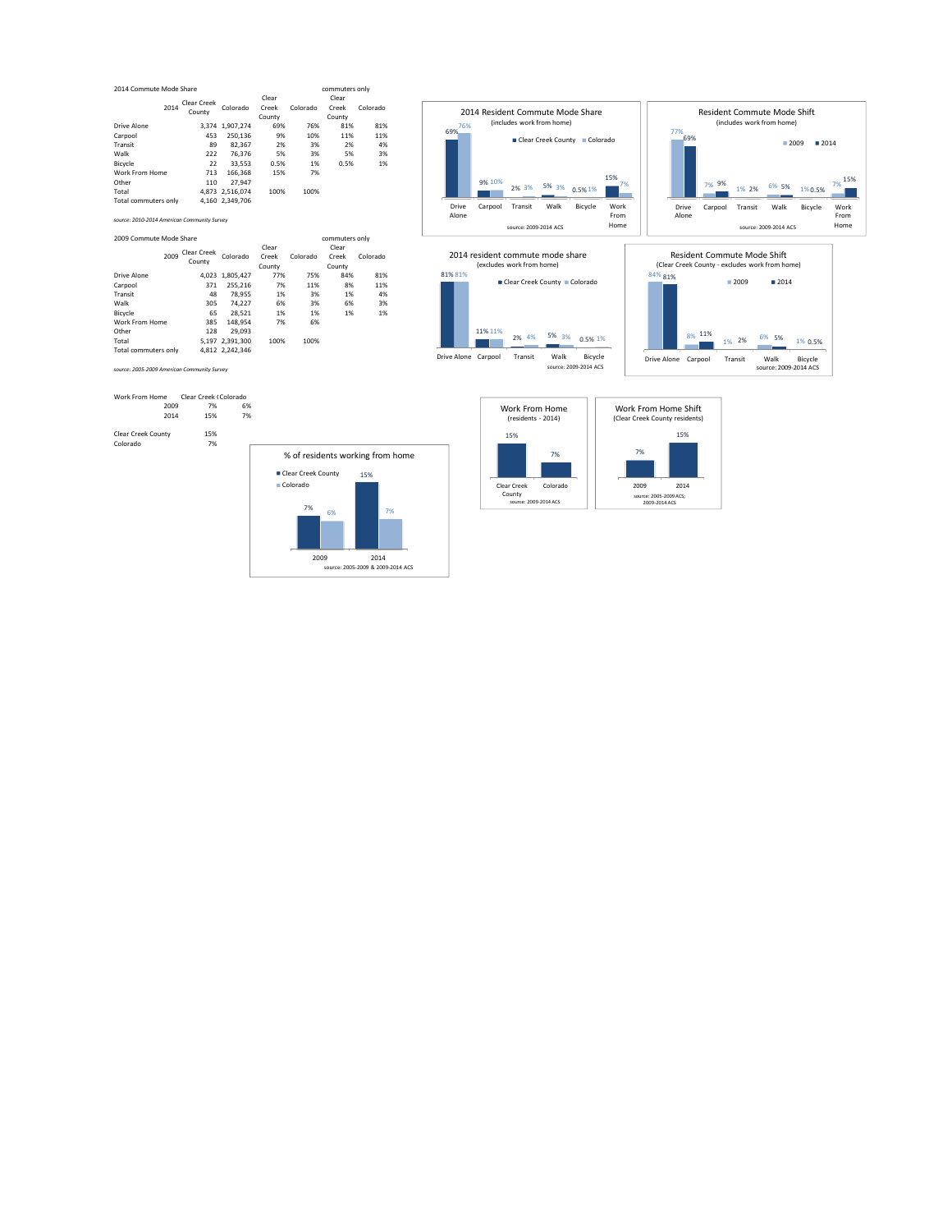## 2014 Commute Mode Share

| 2014 | Clear Creek County | Colorado | Clear Creek County | Colorado | Clear Creek County (commuters only) | Colorado (commuters only) |
|---|---|---|---|---|---|---|
| Drive Alone | 3,374 | 1,907,274 | 69% | 76% | 81% | 81% |
| Carpool | 453 | 250,136 | 9% | 10% | 11% | 11% |
| Transit | 89 | 82,367 | 2% | 3% | 2% | 4% |
| Walk | 222 | 76,376 | 5% | 3% | 5% | 3% |
| Bicycle | 22 | 33,553 | 0.5% | 1% | 0.5% | 1% |
| Work From Home | 713 | 166,368 | 15% | 7% | | |
| Other | 110 | 27,947 | | | | |
| Total | 4,873 | 2,516,074 | 100% | 100% | | |
| Total commuters only | 4,160 | 2,349,706 | | | | |

*source: 2010-2014 American Community Survey*

## 2009 Commute Mode Share

| 2009 | Clear Creek County | Colorado | Clear Creek County | Colorado | Clear Creek County (commuters only) | Colorado (commuters only) |
|---|---|---|---|---|---|---|
| Drive Alone | 4,023 | 1,805,427 | 77% | 75% | 84% | 81% |
| Carpool | 371 | 255,216 | 7% | 11% | 8% | 11% |
| Transit | 48 | 78,955 | 1% | 3% | 1% | 4% |
| Walk | 305 | 74,227 | 6% | 3% | 6% | 3% |
| Bicycle | 65 | 28,521 | 1% | 1% | 1% | 1% |
| Work From Home | 385 | 148,954 | 7% | 6% | | |
| Other | 128 | 29,093 | | | | |
| Total | 5,197 | 2,391,300 | 100% | 100% | | |
| Total commuters only | 4,812 | 2,242,346 | | | | |

*source: 2005-2009 American Community Survey*

| Work From Home | Clear Creek County | Colorado |
|---|---|---|
| 2009 | 7% | 6% |
| 2014 | 15% | 7% |

| | |
|---|---|
| Clear Creek County | 15% |
| Colorado | 7% |

### 2014 Resident Commute Mode Share (includes work from home)

| | Clear Creek County | Colorado |
|---|---|---|
| Drive Alone | 69% | 76% |
| Carpool | 9% | 10% |
| Transit | 2% | 3% |
| Walk | 5% | 3% |
| Bicycle | 0.5% | 1% |
| Work From Home | 15% | 7% |

source: 2009-2014 ACS

### Resident Commute Mode Shift (includes work from home)

| | 2009 | 2014 |
|---|---|---|
| Drive Alone | 77% | 69% |
| Carpool | 7% | 9% |
| Transit | 1% | 2% |
| Walk | 6% | 5% |
| Bicycle | 1% | 0.5% |
| Work From Home | 7% | 15% |

source: 2009-2014 ACS

### 2014 resident commute mode share (excludes work from home)

| | Clear Creek County | Colorado |
|---|---|---|
| Drive Alone | 81% | 81% |
| Carpool | 11% | 11% |
| Transit | 2% | 4% |
| Walk | 5% | 3% |
| Bicycle | 0.5% | 1% |

source: 2009-2014 ACS

### Resident Commute Mode Shift (Clear Creek County - excludes work from home)

| | 2009 | 2014 |
|---|---|---|
| Drive Alone | 84% | 81% |
| Carpool | 8% | 11% |
| Transit | 1% | 2% |
| Walk | 6% | 5% |
| Bicycle | 1% | 0.5% |

source: 2009-2014 ACS

### % of residents working from home

| | Clear Creek County | Colorado |
|---|---|---|
| 2009 | 7% | 6% |
| 2014 | 15% | 7% |

source: 2005-2009 & 2009-2014 ACS

### Work From Home (residents - 2014)

| Clear Creek County | Colorado |
|---|---|
| 15% | 7% |

source: 2009-2014 ACS

### Work From Home Shift (Clear Creek County residents)

| 2009 | 2014 |
|---|---|
| 7% | 15% |

source: 2005-2009 ACS; 2009-2014 ACS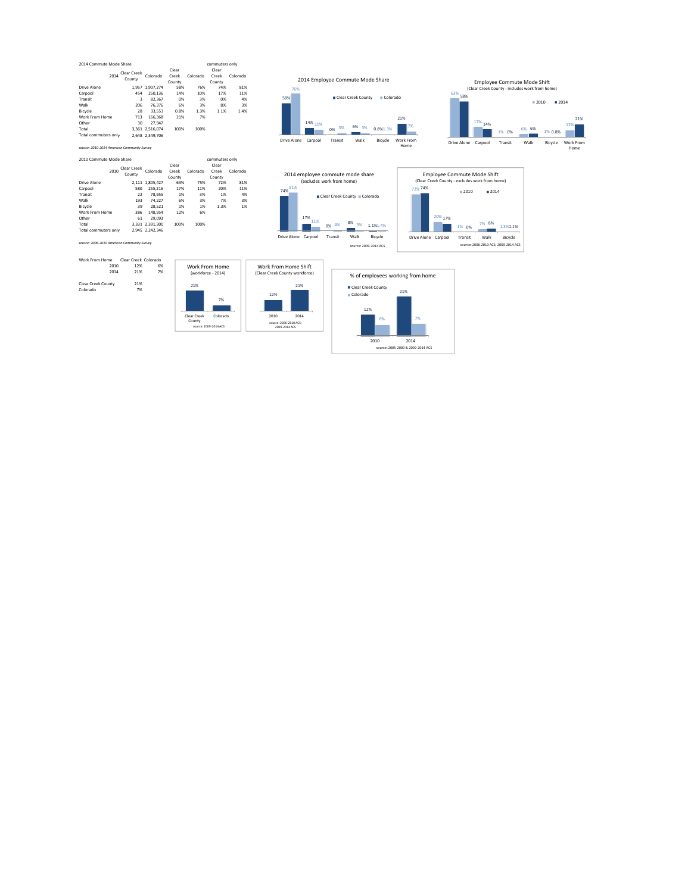2014 Commute Mode Share

| 2014 | Clear Creek County | Colorado | Clear Creek County | Colorado | commuters only Clear Creek County | Colorado |
|---|---|---|---|---|---|---|
| Drive Alone | 1,957 | 1,907,274 | 58% | 76% | 74% | 81% |
| Carpool | 454 | 250,136 | 14% | 10% | 17% | 11% |
| Transit | 3 | 82,367 | 0% | 3% | 0% | 4% |
| Walk | 206 | 76,376 | 6% | 3% | 8% | 3% |
| Bicycle | 28 | 33,553 | 0.8% | 1.3% | 1.1% | 1.4% |
| Work From Home | 713 | 166,368 | 21% | 7% | | |
| Other | 30 | 27,947 | | | | |
| Total | 3,361 | 2,516,074 | 100% | 100% | | |
| Total commuters only | 2,648 | 2,349,706 | | | | |

*source: 2010-2014 American Community Survey*

2010 Commute Mode Share

| 2010 | Clear Creek County | Colorado | Clear Creek County | Colorado | commuters only Clear Creek County | Colorado |
|---|---|---|---|---|---|---|
| Drive Alone | 2,111 | 1,805,427 | 63% | 75% | 72% | 81% |
| Carpool | 580 | 255,216 | 17% | 11% | 20% | 11% |
| Transit | 22 | 78,955 | 1% | 3% | 1% | 4% |
| Walk | 193 | 74,227 | 6% | 3% | 7% | 3% |
| Bicycle | 39 | 28,521 | 1% | 1% | 1.3% | 1% |
| Work From Home | 386 | 148,954 | 12% | 6% | | |
| Other | 61 | 29,093 | | | | |
| Total | 3,331 | 2,391,300 | 100% | 100% | | |
| Total commuters only | 2,945 | 2,242,346 | | | | |

*source: 2006-2010 American Community Survey*

| Work From Home | Clear Creek | Colorado |
|---|---|---|
| 2010 | 12% | 6% |
| 2014 | 21% | 7% |

| | |
|---|---|
| Clear Creek County | 21% |
| Colorado | 7% |

2014 Employee Commute Mode Share

| | Drive Alone | Carpool | Transit | Walk | Bicycle | Work From Home |
|---|---|---|---|---|---|---|
| Clear Creek County | 58% | 14% | 0% | 6% | 0.8% | 21% |
| Colorado | 76% | 10% | 3% | 3% | 1.3% | 7% |

Employee Commute Mode Shift (Clear Creek County - includes work from home)

| | Drive Alone | Carpool | Transit | Walk | Bicycle | Work From Home |
|---|---|---|---|---|---|---|
| 2010 | 63% | 17% | 1% | 6% | 1% | 12% |
| 2014 | 58% | 14% | 0% | 6% | 0.8% | 21% |

2014 employee commute mode share (excludes work from home)

| | Drive Alone | Carpool | Transit | Walk | Bicycle |
|---|---|---|---|---|---|
| Clear Creek County | 74% | 17% | 0% | 8% | 1.1% |
| Colorado | 81% | 11% | 4% | 3% | 1.4% |

source: 2009-2014 ACS

Employee Commute Mode Shift (Clear Creek County - excludes work from home)

| | Drive Alone | Carpool | Transit | Walk | Bicycle |
|---|---|---|---|---|---|
| 2010 | 72% | 20% | 1% | 7% | 1.3% |
| 2014 | 74% | 17% | 0% | 8% | 1.1% |

source: 2006-2010 ACS; 2009-2014 ACS

Work From Home (workforce - 2014)

| Clear Creek County | Colorado |
|---|---|
| 21% | 7% |

source: 2009-2014 ACS

Work From Home Shift (Clear Creek County workforce)

| 2010 | 2014 |
|---|---|
| 12% | 21% |

source: 2006-2010 ACS; 2009-2014 ACS

% of employees working from home

| | 2010 | 2014 |
|---|---|---|
| Clear Creek County | 12% | 21% |
| Colorado | 6% | 7% |

source: 2005-2009 & 2009-2014 ACS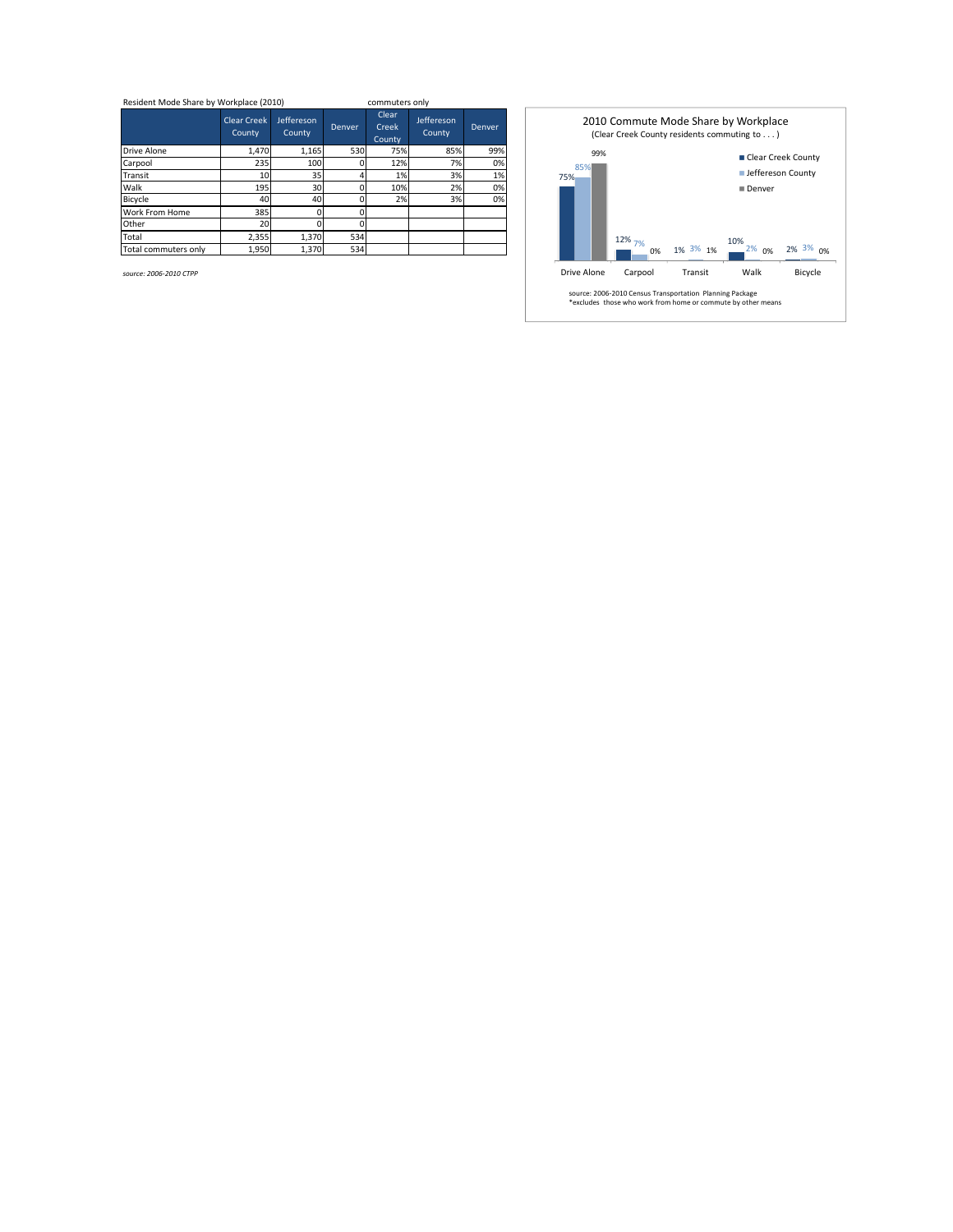Resident Mode Share by Workplace (2010)

| | Clear Creek County | Jefferson County | Denver | Clear Creek County | Jefferson County | Denver |
|---|---|---|---|---|---|---|
| | | | | commuters only | | |
| Drive Alone | 1,470 | 1,165 | 530 | 75% | 85% | 99% |
| Carpool | 235 | 100 | 0 | 12% | 7% | 0% |
| Transit | 10 | 35 | 4 | 1% | 3% | 1% |
| Walk | 195 | 30 | 0 | 10% | 2% | 0% |
| Bicycle | 40 | 40 | 0 | 2% | 3% | 0% |
| Work From Home | 385 | 0 | 0 | | | |
| Other | 20 | 0 | 0 | | | |
| Total | 2,355 | 1,370 | 534 | | | |
| Total commuters only | 1,950 | 1,370 | 534 | | | |

*source: 2006-2010 CTPP*

**2010 Commute Mode Share by Workplace**
(Clear Creek County residents commuting to . . . )

| | Clear Creek County | Jefferson County | Denver |
|---|---|---|---|
| Drive Alone | 75% | 85% | 99% |
| Carpool | 12% | 7% | 0% |
| Transit | 1% | 3% | 1% |
| Walk | 10% | 2% | 0% |
| Bicycle | 2% | 3% | 0% |

source: 2006-2010 Census Transportation Planning Package
*excludes those who work from home or commute by other means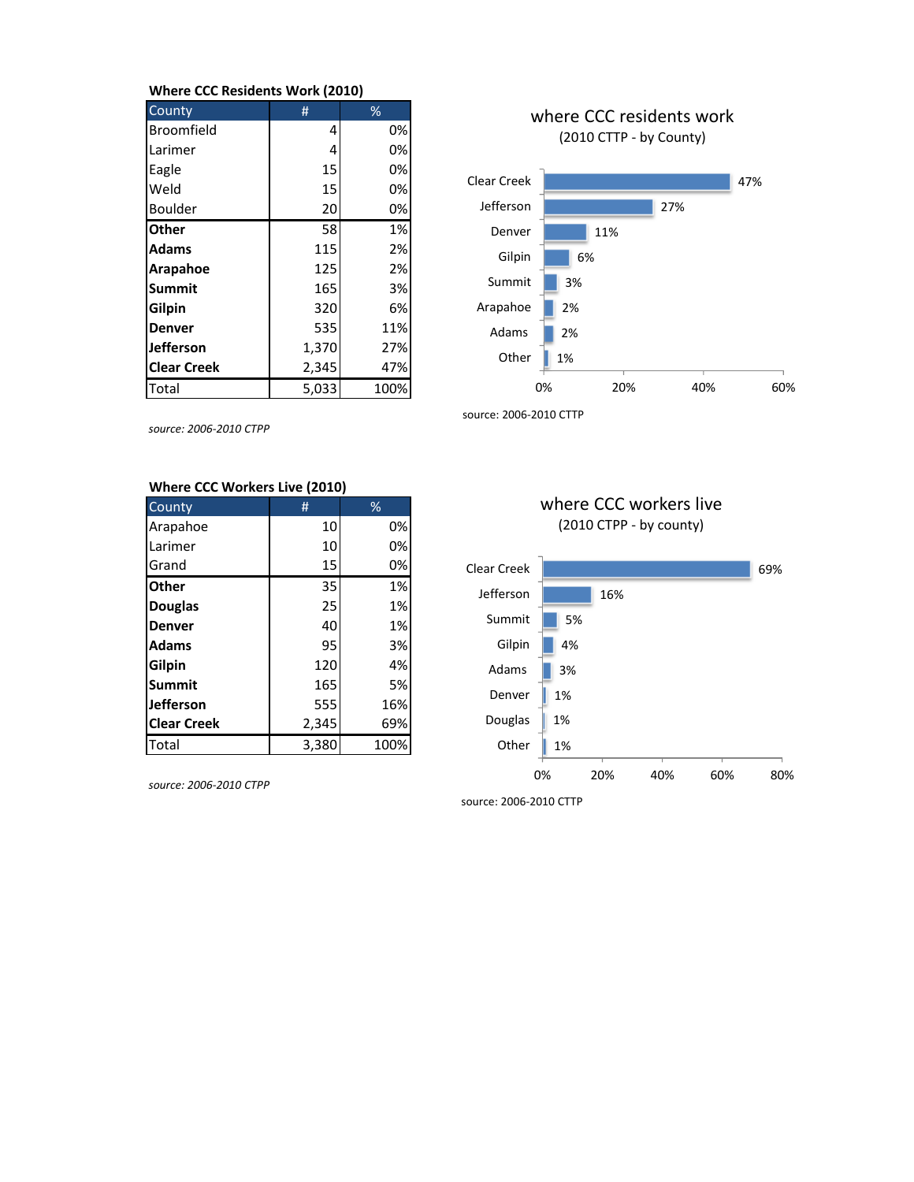**Where CCC Residents Work (2010)**

| County | # | % |
|---|---|---|
| Broomfield | 4 | 0% |
| Larimer | 4 | 0% |
| Eagle | 15 | 0% |
| Weld | 15 | 0% |
| Boulder | 20 | 0% |
| **Other** | 58 | 1% |
| **Adams** | 115 | 2% |
| **Arapahoe** | 125 | 2% |
| **Summit** | 165 | 3% |
| **Gilpin** | 320 | 6% |
| **Denver** | 535 | 11% |
| **Jefferson** | 1,370 | 27% |
| **Clear Creek** | 2,345 | 47% |
| Total | 5,033 | 100% |

*source: 2006-2010 CTPP*

where CCC residents work
(2010 CTTP - by County)

| County | % |
|---|---|
| Clear Creek | 47% |
| Jefferson | 27% |
| Denver | 11% |
| Gilpin | 6% |
| Summit | 3% |
| Arapahoe | 2% |
| Adams | 2% |
| Other | 1% |

source: 2006-2010 CTTP

**Where CCC Workers Live (2010)**

| County | # | % |
|---|---|---|
| Arapahoe | 10 | 0% |
| Larimer | 10 | 0% |
| Grand | 15 | 0% |
| **Other** | 35 | 1% |
| **Douglas** | 25 | 1% |
| **Denver** | 40 | 1% |
| **Adams** | 95 | 3% |
| **Gilpin** | 120 | 4% |
| **Summit** | 165 | 5% |
| **Jefferson** | 555 | 16% |
| **Clear Creek** | 2,345 | 69% |
| Total | 3,380 | 100% |

*source: 2006-2010 CTPP*

where CCC workers live
(2010 CTPP - by county)

| County | % |
|---|---|
| Clear Creek | 69% |
| Jefferson | 16% |
| Summit | 5% |
| Gilpin | 4% |
| Adams | 3% |
| Denver | 1% |
| Douglas | 1% |
| Other | 1% |

source: 2006-2010 CTTP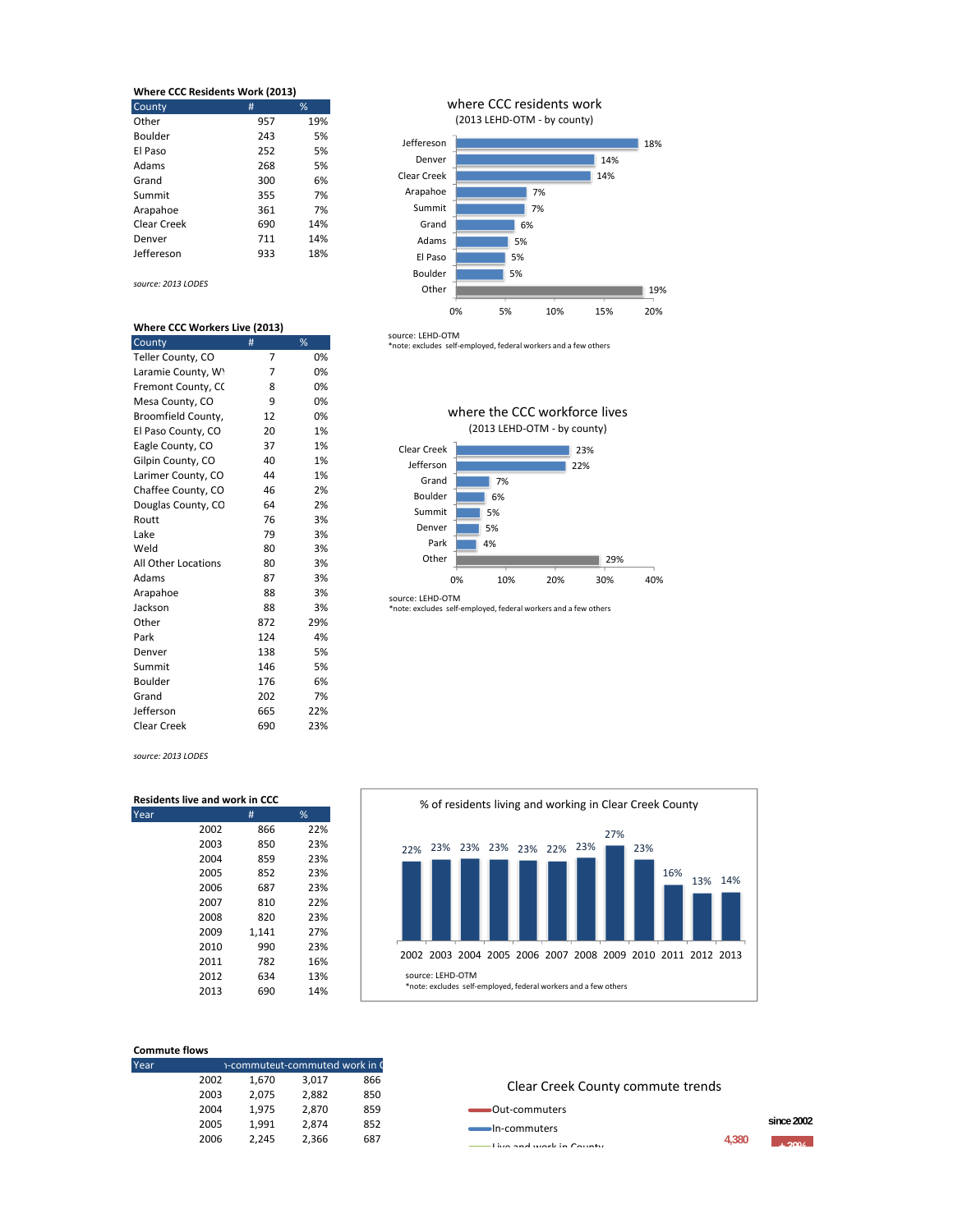**Where CCC Residents Work (2013)**

| County | # | % |
|---|---|---|
| Other | 957 | 19% |
| Boulder | 243 | 5% |
| El Paso | 252 | 5% |
| Adams | 268 | 5% |
| Grand | 300 | 6% |
| Summit | 355 | 7% |
| Arapahoe | 361 | 7% |
| Clear Creek | 690 | 14% |
| Denver | 711 | 14% |
| Jefferson | 933 | 18% |

*source: 2013 LODES*

where CCC residents work
(2013 LEHD-OTM - by county)

| County | % |
|---|---|
| Jefferson | 18% |
| Denver | 14% |
| Clear Creek | 14% |
| Arapahoe | 7% |
| Summit | 7% |
| Grand | 6% |
| Adams | 5% |
| El Paso | 5% |
| Boulder | 5% |
| Other | 19% |

source: LEHD-OTM
*note: excludes self-employed, federal workers and a few others

**Where CCC Workers Live (2013)**

| County | # | % |
|---|---|---|
| Teller County, CO | 7 | 0% |
| Laramie County, WY | 7 | 0% |
| Fremont County, CO | 8 | 0% |
| Mesa County, CO | 9 | 0% |
| Broomfield County, | 12 | 0% |
| El Paso County, CO | 20 | 1% |
| Eagle County, CO | 37 | 1% |
| Gilpin County, CO | 40 | 1% |
| Larimer County, CO | 44 | 1% |
| Chaffee County, CO | 46 | 2% |
| Douglas County, CO | 64 | 2% |
| Routt | 76 | 3% |
| Lake | 79 | 3% |
| Weld | 80 | 3% |
| All Other Locations | 80 | 3% |
| Adams | 87 | 3% |
| Arapahoe | 88 | 3% |
| Jackson | 88 | 3% |
| Other | 872 | 29% |
| Park | 124 | 4% |
| Denver | 138 | 5% |
| Summit | 146 | 5% |
| Boulder | 176 | 6% |
| Grand | 202 | 7% |
| Jefferson | 665 | 22% |
| Clear Creek | 690 | 23% |

*source: 2013 LODES*

where the CCC workforce lives
(2013 LEHD-OTM - by county)

| County | % |
|---|---|
| Clear Creek | 23% |
| Jefferson | 22% |
| Grand | 7% |
| Boulder | 6% |
| Summit | 5% |
| Denver | 5% |
| Park | 4% |
| Other | 29% |

source: LEHD-OTM
*note: excludes self-employed, federal workers and a few others

**Residents live and work in CCC**

| Year | # | % |
|---|---|---|
| 2002 | 866 | 22% |
| 2003 | 850 | 23% |
| 2004 | 859 | 23% |
| 2005 | 852 | 23% |
| 2006 | 687 | 23% |
| 2007 | 810 | 22% |
| 2008 | 820 | 23% |
| 2009 | 1,141 | 27% |
| 2010 | 990 | 23% |
| 2011 | 782 | 16% |
| 2012 | 634 | 13% |
| 2013 | 690 | 14% |

% of residents living and working in Clear Creek County

| 2002 | 2003 | 2004 | 2005 | 2006 | 2007 | 2008 | 2009 | 2010 | 2011 | 2012 | 2013 |
|---|---|---|---|---|---|---|---|---|---|---|---|
| 22% | 23% | 23% | 23% | 23% | 22% | 23% | 27% | 23% | 16% | 13% | 14% |

source: LEHD-OTM
*note: excludes self-employed, federal workers and a few others

**Commute flows**

| Year | Out-commute | In-commute | Live and work in C |
|---|---|---|---|
| 2002 | 1,670 | 3,017 | 866 |
| 2003 | 2,075 | 2,882 | 850 |
| 2004 | 1,975 | 2,870 | 859 |
| 2005 | 1,991 | 2,874 | 852 |
| 2006 | 2,245 | 2,366 | 687 |

Clear Creek County commute trends

Out-commuters
In-commuters
Live and work in County

since 2002

4,380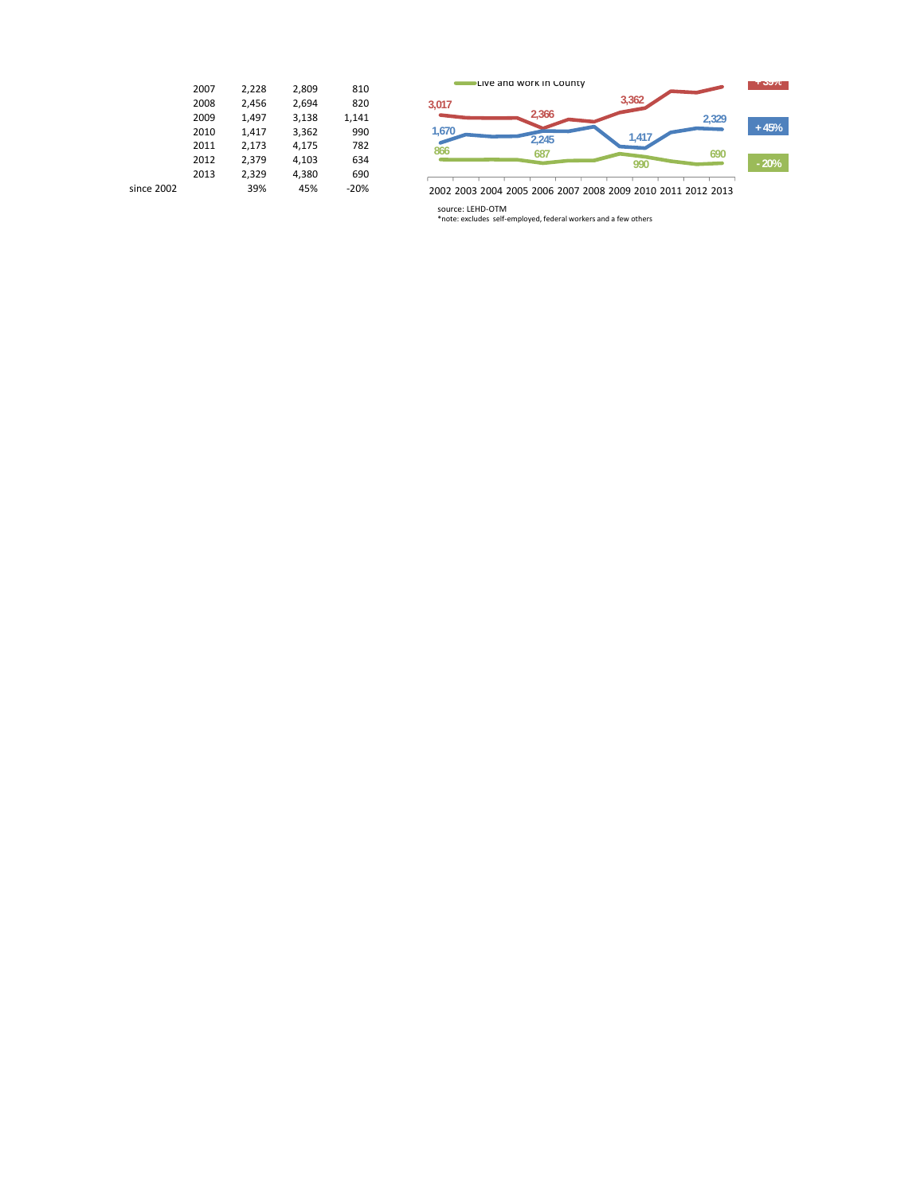| | | | |
|---|---|---|---|
| 2007 | 2,228 | 2,809 | 810 |
| 2008 | 2,456 | 2,694 | 820 |
| 2009 | 1,497 | 3,138 | 1,141 |
| 2010 | 1,417 | 3,362 | 990 |
| 2011 | 2,173 | 4,175 | 782 |
| 2012 | 2,379 | 4,103 | 634 |
| 2013 | 2,329 | 4,380 | 690 |
| since 2002 | 39% | 45% | -20% |

Live and work in County

3,017 | 2,366 | 3,362 | + 39%

1,670 | 2,245 | 1,417 | 2,329 | + 45%

866 | 687 | 990 | 690 | - 20%

2002 2003 2004 2005 2006 2007 2008 2009 2010 2011 2012 2013

source: LEHD-OTM

*note: excludes self-employed, federal workers and a few others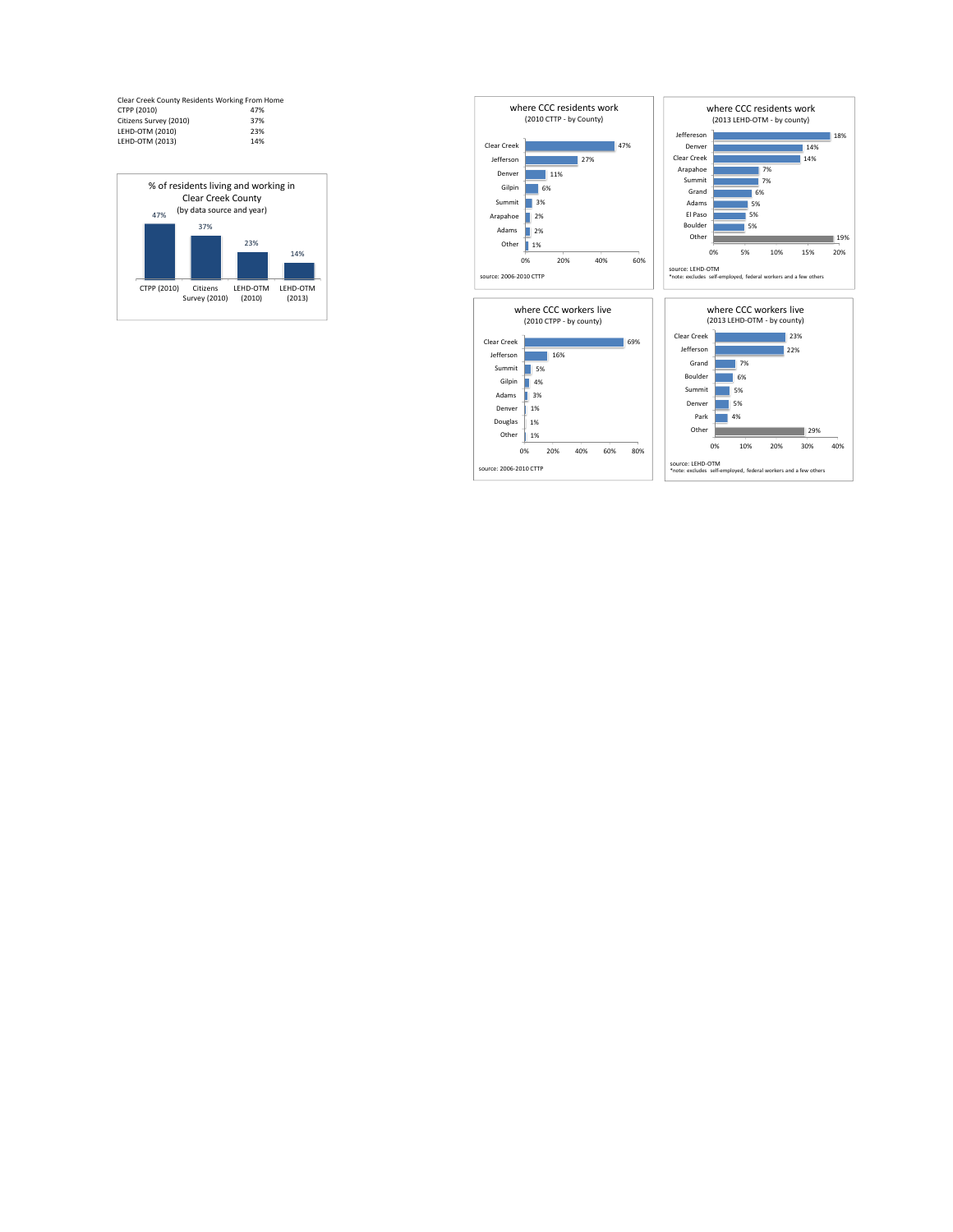Clear Creek County Residents Working From Home

| | |
|---|---|
| CTPP (2010) | 47% |
| Citizens Survey (2010) | 37% |
| LEHD-OTM (2010) | 23% |
| LEHD-OTM (2013) | 14% |

**% of residents living and working in Clear Creek County**
(by data source and year)

| Source | % |
|---|---|
| CTPP (2010) | 47% |
| Citizens Survey (2010) | 37% |
| LEHD-OTM (2010) | 23% |
| LEHD-OTM (2013) | 14% |

**where CCC residents work**
(2010 CTTP - by County)

| County | % |
|---|---|
| Clear Creek | 47% |
| Jefferson | 27% |
| Denver | 11% |
| Gilpin | 6% |
| Summit | 3% |
| Arapahoe | 2% |
| Adams | 2% |
| Other | 1% |

source: 2006-2010 CTTP

**where CCC residents work**
(2013 LEHD-OTM - by county)

| County | % |
|---|---|
| Jeffereson | 18% |
| Denver | 14% |
| Clear Creek | 14% |
| Arapahoe | 7% |
| Summit | 7% |
| Grand | 6% |
| Adams | 5% |
| El Paso | 5% |
| Boulder | 5% |
| Other | 19% |

source: LEHD-OTM
*note: excludes self-employed, federal workers and a few others

**where CCC workers live**
(2010 CTPP - by county)

| County | % |
|---|---|
| Clear Creek | 69% |
| Jefferson | 16% |
| Summit | 5% |
| Gilpin | 4% |
| Adams | 3% |
| Denver | 1% |
| Douglas | 1% |
| Other | 1% |

source: 2006-2010 CTTP

**where CCC workers live**
(2013 LEHD-OTM - by county)

| County | % |
|---|---|
| Clear Creek | 23% |
| Jefferson | 22% |
| Grand | 7% |
| Boulder | 6% |
| Summit | 5% |
| Denver | 5% |
| Park | 4% |
| Other | 29% |

source: LEHD-OTM
*note: excludes self-employed, federal workers and a few others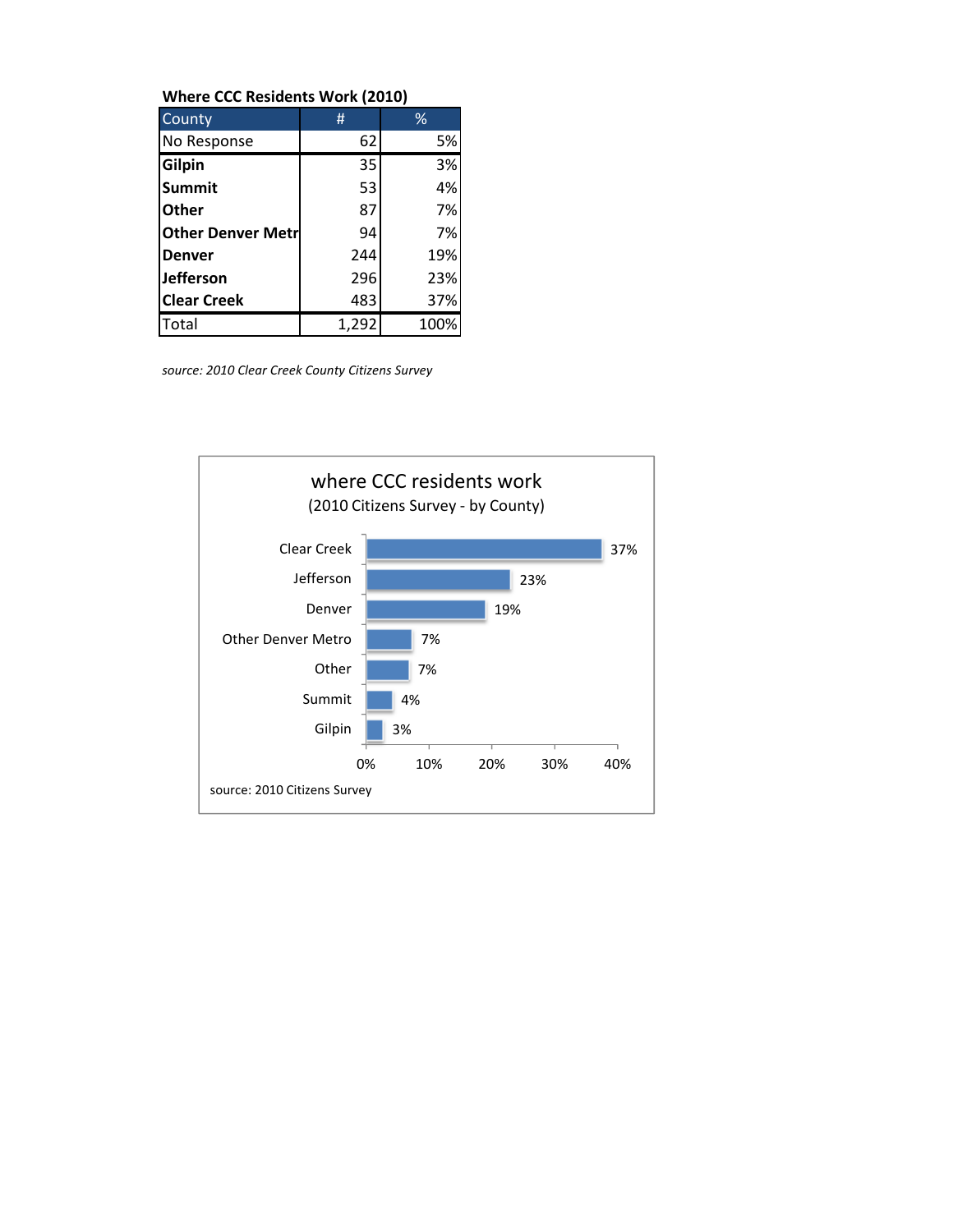**Where CCC Residents Work (2010)**

| County | # | % |
|---|---|---|
| No Response | 62 | 5% |
| **Gilpin** | 35 | 3% |
| **Summit** | 53 | 4% |
| **Other** | 87 | 7% |
| **Other Denver Metr** | 94 | 7% |
| **Denver** | 244 | 19% |
| **Jefferson** | 296 | 23% |
| **Clear Creek** | 483 | 37% |
| Total | 1,292 | 100% |

*source: 2010 Clear Creek County Citizens Survey*

where CCC residents work
(2010 Citizens Survey - by County)

Clear Creek 37%
Jefferson 23%
Denver 19%
Other Denver Metro 7%
Other 7%
Summit 4%
Gilpin 3%

0% 10% 20% 30% 40%

source: 2010 Citizens Survey